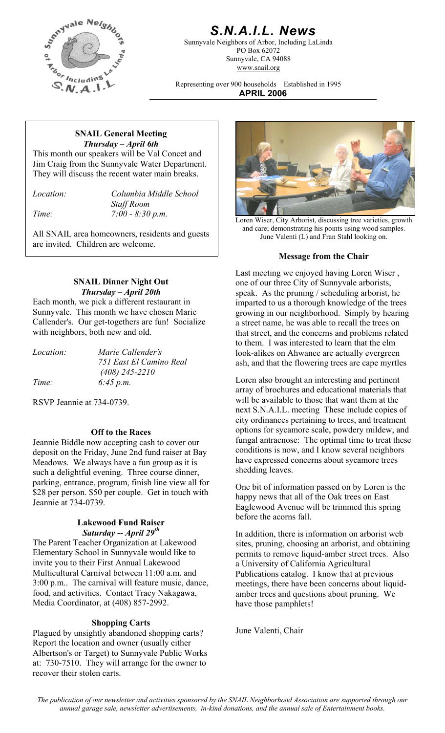# S.N.A.I.L. News

Sunnyvale Neighbors of Arbor, Including LaLinda
PO Box 62072
Sunnyvale, CA 94088
www.snail.org

Representing over 900 households Established in 1995

**APRIL 2006**

## SNAIL General Meeting

***Thursday – April 6th***

This month our speakers will be Val Concet and Jim Craig from the Sunnyvale Water Department. They will discuss the recent water main breaks.

*Location:* *Columbia Middle School Staff Room*

*Time:* *7:00 - 8:30 p.m.*

All SNAIL area homeowners, residents and guests are invited. Children are welcome.

## SNAIL Dinner Night Out

***Thursday – April 20th***

Each month, we pick a different restaurant in Sunnyvale. This month we have chosen Marie Callender's. Our get-togethers are fun! Socialize with neighbors, both new and old.

*Location:* *Marie Callender's*
*751 East El Camino Real*
*(408) 245-2210*

*Time:* *6:45 p.m.*

RSVP Jeannie at 734-0739.

## Off to the Races

Jeannie Biddle now accepting cash to cover our deposit on the Friday, June 2nd fund raiser at Bay Meadows. We always have a fun group as it is such a delightful evening. Three course dinner, parking, entrance, program, finish line view all for \$28 per person. \$50 per couple. Get in touch with Jeannie at 734-0739.

## Lakewood Fund Raiser

***Saturday -- April 29th***

The Parent Teacher Organization at Lakewood Elementary School in Sunnyvale would like to invite you to their First Annual Lakewood Multicultural Carnival between 11:00 a.m. and 3:00 p.m.. The carnival will feature music, dance, food, and activities. Contact Tracy Nakagawa, Media Coordinator, at (408) 857-2992.

## Shopping Carts

Plagued by unsightly abandoned shopping carts? Report the location and owner (usually either Albertson's or Target) to Sunnyvale Public Works at: 730-7510. They will arrange for the owner to recover their stolen carts.

Loren Wiser, City Arborist, discussing tree varieties, growth and care; demonstrating his points using wood samples. June Valenti (L) and Fran Stahl looking on.

## Message from the Chair

Last meeting we enjoyed having Loren Wiser , one of our three City of Sunnyvale arborists, speak. As the pruning / scheduling arborist, he imparted to us a thorough knowledge of the trees growing in our neighborhood. Simply by hearing a street name, he was able to recall the trees on that street, and the concerns and problems related to them. I was interested to learn that the elm look-alikes on Ahwanee are actually evergreen ash, and that the flowering trees are cape myrtles

Loren also brought an interesting and pertinent array of brochures and educational materials that will be available to those that want them at the next S.N.A.I.L. meeting These include copies of city ordinances pertaining to trees, and treatment options for sycamore scale, powdery mildew, and fungal antracnose: The optimal time to treat these conditions is now, and I know several neighbors have expressed concerns about sycamore trees shedding leaves.

One bit of information passed on by Loren is the happy news that all of the Oak trees on East Eaglewood Avenue will be trimmed this spring before the acorns fall.

In addition, there is information on arborist web sites, pruning, choosing an arborist, and obtaining permits to remove liquid-amber street trees. Also a University of California Agricultural Publications catalog. I know that at previous meetings, there have been concerns about liquid-amber trees and questions about pruning. We have those pamphlets!

June Valenti, Chair

*The publication of our newsletter and activities sponsored by the SNAIL Neighborhood Association are supported through our annual garage sale, newsletter advertisements, in-kind donations, and the annual sale of Entertainment books.*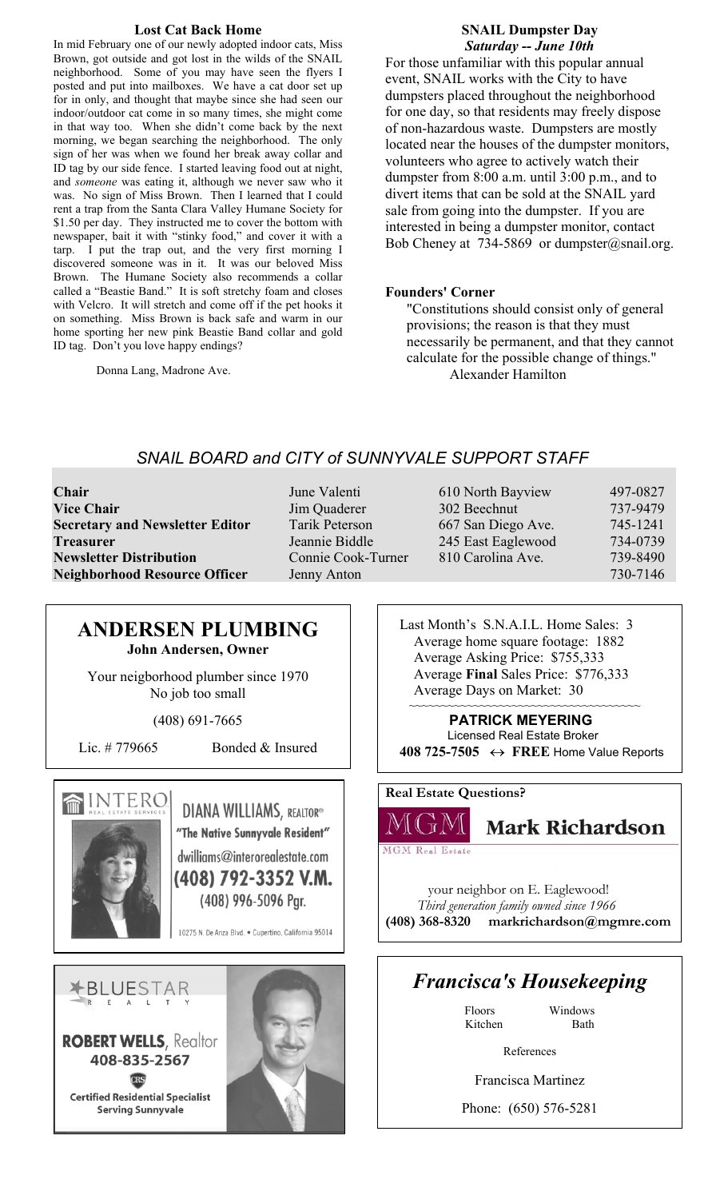## Lost Cat Back Home

In mid February one of our newly adopted indoor cats, Miss Brown, got outside and got lost in the wilds of the SNAIL neighborhood. Some of you may have seen the flyers I posted and put into mailboxes. We have a cat door set up for in only, and thought that maybe since she had seen our indoor/outdoor cat come in so many times, she might come in that way too. When she didn't come back by the next morning, we began searching the neighborhood. The only sign of her was when we found her break away collar and ID tag by our side fence. I started leaving food out at night, and *someone* was eating it, although we never saw who it was. No sign of Miss Brown. Then I learned that I could rent a trap from the Santa Clara Valley Humane Society for $1.50 per day. They instructed me to cover the bottom with newspaper, bait it with "stinky food," and cover it with a tarp. I put the trap out, and the very first morning I discovered someone was in it. It was our beloved Miss Brown. The Humane Society also recommends a collar called a "Beastie Band." It is soft stretchy foam and closes with Velcro. It will stretch and come off if the pet hooks it on something. Miss Brown is back safe and warm in our home sporting her new pink Beastie Band collar and gold ID tag. Don't you love happy endings?

Donna Lang, Madrone Ave.

## SNAIL Dumpster Day
### *Saturday -- June 10th*

For those unfamiliar with this popular annual event, SNAIL works with the City to have dumpsters placed throughout the neighborhood for one day, so that residents may freely dispose of non-hazardous waste. Dumpsters are mostly located near the houses of the dumpster monitors, volunteers who agree to actively watch their dumpster from 8:00 a.m. until 3:00 p.m., and to divert items that can be sold at the SNAIL yard sale from going into the dumpster. If you are interested in being a dumpster monitor, contact Bob Cheney at 734-5869 or dumpster@snail.org.

## Founders' Corner

"Constitutions should consist only of general provisions; the reason is that they must necessarily be permanent, and that they cannot calculate for the possible change of things."
Alexander Hamilton

## *SNAIL BOARD and CITY of SUNNYVALE SUPPORT STAFF*

| | | | |
|---|---|---|---|
| **Chair** | June Valenti | 610 North Bayview | 497-0827 |
| **Vice Chair** | Jim Quaderer | 302 Beechnut | 737-9479 |
| **Secretary and Newsletter Editor** | Tarik Peterson | 667 San Diego Ave. | 745-1241 |
| **Treasurer** | Jeannie Biddle | 245 East Eaglewood | 734-0739 |
| **Newsletter Distribution** | Connie Cook-Turner | 810 Carolina Ave. | 739-8490 |
| **Neighborhood Resource Officer** | Jenny Anton | | 730-7146 |

**ANDERSEN PLUMBING**
**John Andersen, Owner**

Your neigborhood plumber since 1970
No job too small

(408) 691-7665

Lic. # 779665 Bonded & Insured

Last Month's S.N.A.I.L. Home Sales: 3
Average home square footage: 1882
Average Asking Price: $755,333
Average **Final** Sales Price: $776,333
Average Days on Market: 30

**PATRICK MEYERING**
Licensed Real Estate Broker
**408 725-7505 ↔ FREE** Home Value Reports

INTERO Real Estate Services
DIANA WILLIAMS, REALTOR®
"The Native Sunnyvale Resident"
dwilliams@interorealestate.com
(408) 792-3352 V.M.
(408) 996-5096 Pgr.
10275 N. De Anza Blvd. • Cupertino, California 95014

**Real Estate Questions?**

MGM **Mark Richardson**
MGM Real Estate

your neighbor on E. Eaglewood!
*Third generation family owned since 1966*
**(408) 368-8320 markrichardson@mgmre.com**

BLUESTAR REALTY
**ROBERT WELLS**, Realtor
**408-835-2567**
CRS
**Certified Residential Specialist**
**Serving Sunnyvale**

## *Francisca's Housekeeping*

Floors Windows
Kitchen Bath

References

Francisca Martinez

Phone: (650) 576-5281